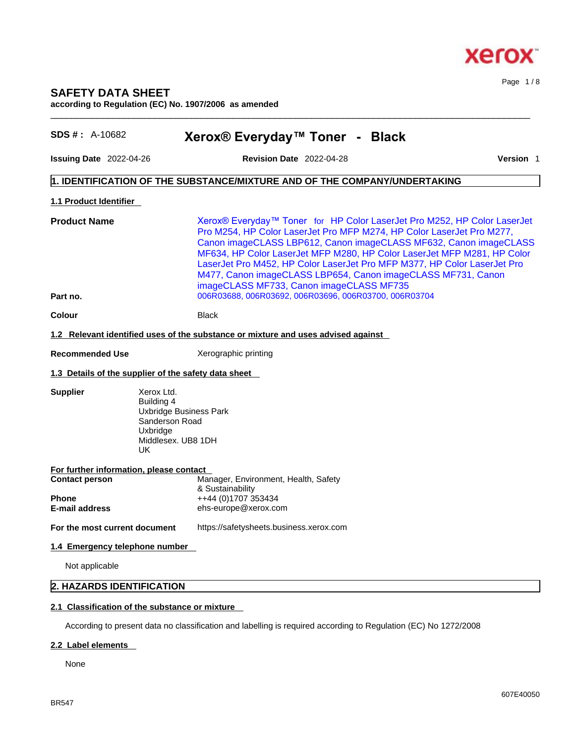# SAFETY DATA SHEET

**according to Regulation (EC) No. 1907/2006 as amended**

**SDS # :** A-10682 **Xerox® Everyday™ Toner - Black**

**Issuing Date** 2022-04-26 **Revision Date** 2022-04-28 **Version** 1

## 1. IDENTIFICATION OF THE SUBSTANCE/MIXTURE AND OF THE COMPANY/UNDERTAKING

### 1.1 Product Identifier

**Product Name** Xerox® Everyday™ Toner for HP Color LaserJet Pro M252, HP Color LaserJet Pro M254, HP Color LaserJet Pro MFP M274, HP Color LaserJet Pro M277, Canon imageCLASS LBP612, Canon imageCLASS MF632, Canon imageCLASS MF634, HP Color LaserJet MFP M280, HP Color LaserJet MFP M281, HP Color LaserJet Pro M452, HP Color LaserJet Pro MFP M377, HP Color LaserJet Pro M477, Canon imageCLASS LBP654, Canon imageCLASS MF731, Canon imageCLASS MF733, Canon imageCLASS MF735

**Part no.** 006R03688, 006R03692, 006R03696, 006R03700, 006R03704

**Colour** Black

### 1.2 Relevant identified uses of the substance or mixture and uses advised against

**Recommended Use** Xerographic printing

### 1.3 Details of the supplier of the safety data sheet

**Supplier**
Xerox Ltd.
Building 4
Uxbridge Business Park
Sanderson Road
Uxbridge
Middlesex. UB8 1DH
UK

**For further information, please contact**

**Contact person** Manager, Environment, Health, Safety & Sustainability
**Phone** ++44 (0)1707 353434
**E-mail address** ehs-europe@xerox.com

**For the most current document** https://safetysheets.business.xerox.com

### 1.4 Emergency telephone number

Not applicable

## 2. HAZARDS IDENTIFICATION

### 2.1 Classification of the substance or mixture

According to present data no classification and labelling is required according to Regulation (EC) No 1272/2008

### 2.2 Label elements

None

BR547

607E40050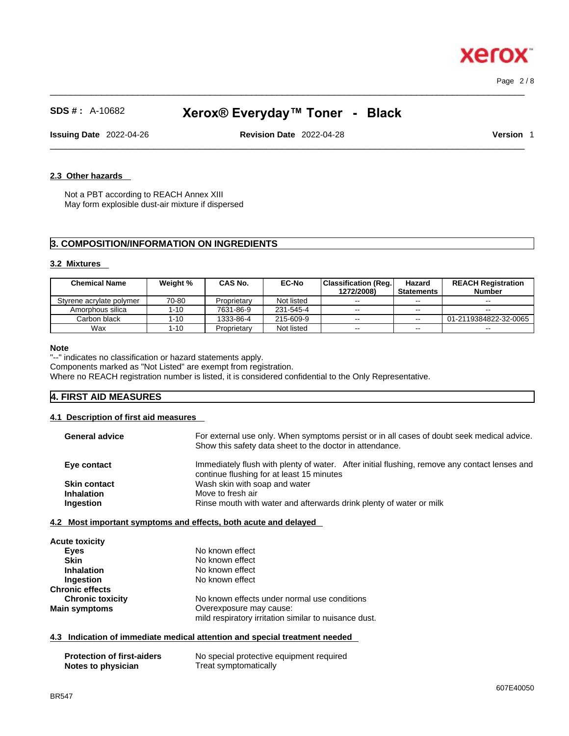### 2.3 Other hazards

Not a PBT according to REACH Annex XIII
May form explosible dust-air mixture if dispersed

## 3. COMPOSITION/INFORMATION ON INGREDIENTS

### 3.2 Mixtures

| Chemical Name | Weight % | CAS No. | EC-No | Classification (Reg. 1272/2008) | Hazard Statements | REACH Registration Number |
|---|---|---|---|---|---|---|
| Styrene acrylate polymer | 70-80 | Proprietary | Not listed | -- | -- | -- |
| Amorphous silica | 1-10 | 7631-86-9 | 231-545-4 | -- | -- | -- |
| Carbon black | 1-10 | 1333-86-4 | 215-609-9 | -- | -- | 01-2119384822-32-0065 |
| Wax | 1-10 | Proprietary | Not listed | -- | -- | -- |

**Note**
"--" indicates no classification or hazard statements apply.
Components marked as "Not Listed" are exempt from registration.
Where no REACH registration number is listed, it is considered confidential to the Only Representative.

## 4. FIRST AID MEASURES

### 4.1 Description of first aid measures

**General advice** For external use only. When symptoms persist or in all cases of doubt seek medical advice. Show this safety data sheet to the doctor in attendance.

**Eye contact** Immediately flush with plenty of water. After initial flushing, remove any contact lenses and continue flushing for at least 15 minutes

**Skin contact** Wash skin with soap and water

**Inhalation** Move to fresh air

**Ingestion** Rinse mouth with water and afterwards drink plenty of water or milk

### 4.2 Most important symptoms and effects, both acute and delayed

**Acute toxicity**

**Eyes** No known effect

**Skin** No known effect

**Inhalation** No known effect

**Ingestion** No known effect

**Chronic effects**

**Chronic toxicity** No known effects under normal use conditions

**Main symptoms** Overexposure may cause:
mild respiratory irritation similar to nuisance dust.

### 4.3 Indication of immediate medical attention and special treatment needed

**Protection of first-aiders** No special protective equipment required

**Notes to physician** Treat symptomatically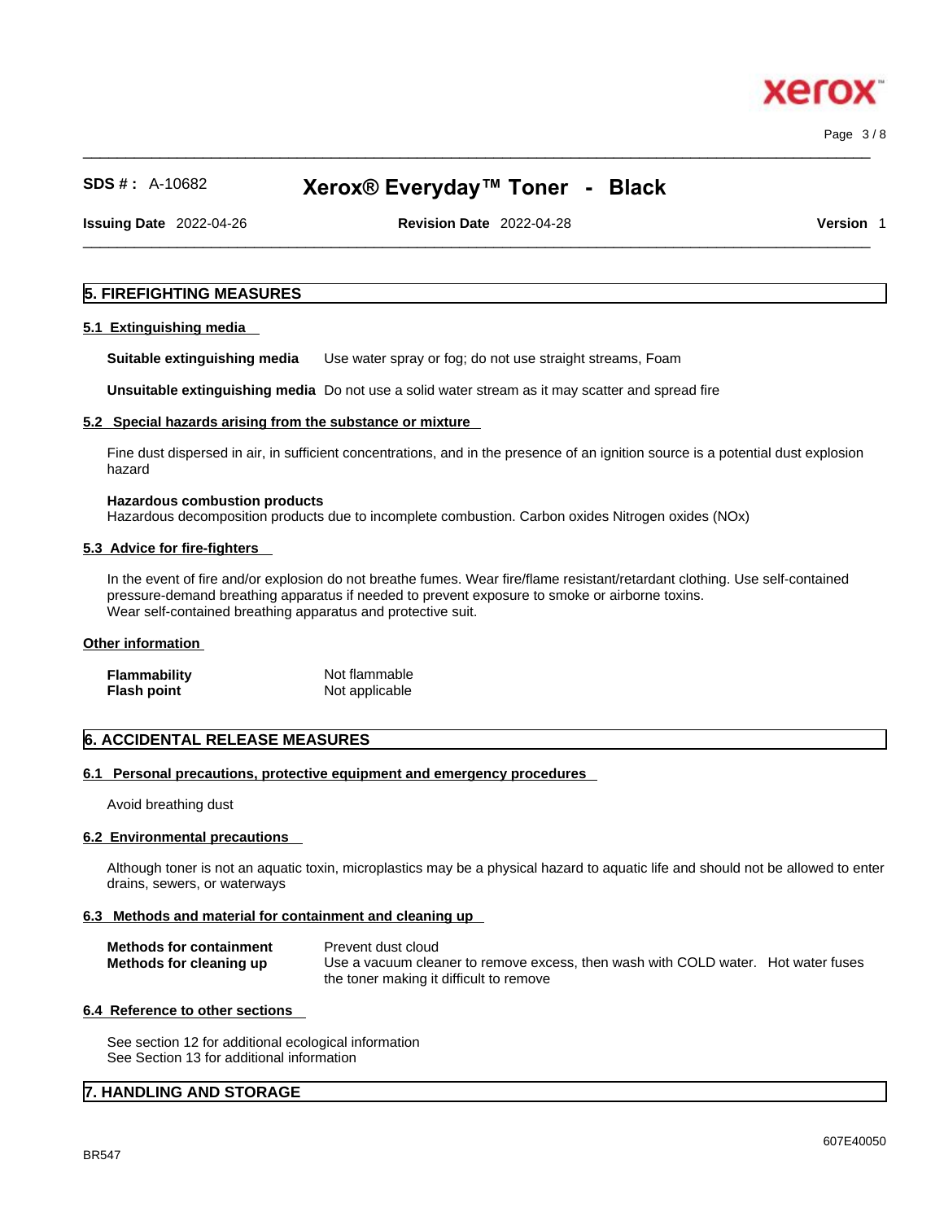## 5. FIREFIGHTING MEASURES

### 5.1 Extinguishing media

**Suitable extinguishing media** Use water spray or fog; do not use straight streams, Foam

**Unsuitable extinguishing media** Do not use a solid water stream as it may scatter and spread fire

### 5.2 Special hazards arising from the substance or mixture

Fine dust dispersed in air, in sufficient concentrations, and in the presence of an ignition source is a potential dust explosion hazard

**Hazardous combustion products**
Hazardous decomposition products due to incomplete combustion. Carbon oxides Nitrogen oxides (NOx)

### 5.3 Advice for fire-fighters

In the event of fire and/or explosion do not breathe fumes. Wear fire/flame resistant/retardant clothing. Use self-contained pressure-demand breathing apparatus if needed to prevent exposure to smoke or airborne toxins.
Wear self-contained breathing apparatus and protective suit.

### Other information

**Flammability** Not flammable
**Flash point** Not applicable

## 6. ACCIDENTAL RELEASE MEASURES

### 6.1 Personal precautions, protective equipment and emergency procedures

Avoid breathing dust

### 6.2 Environmental precautions

Although toner is not an aquatic toxin, microplastics may be a physical hazard to aquatic life and should not be allowed to enter drains, sewers, or waterways

### 6.3 Methods and material for containment and cleaning up

**Methods for containment** Prevent dust cloud
**Methods for cleaning up** Use a vacuum cleaner to remove excess, then wash with COLD water. Hot water fuses the toner making it difficult to remove

### 6.4 Reference to other sections

See section 12 for additional ecological information
See Section 13 for additional information

## 7. HANDLING AND STORAGE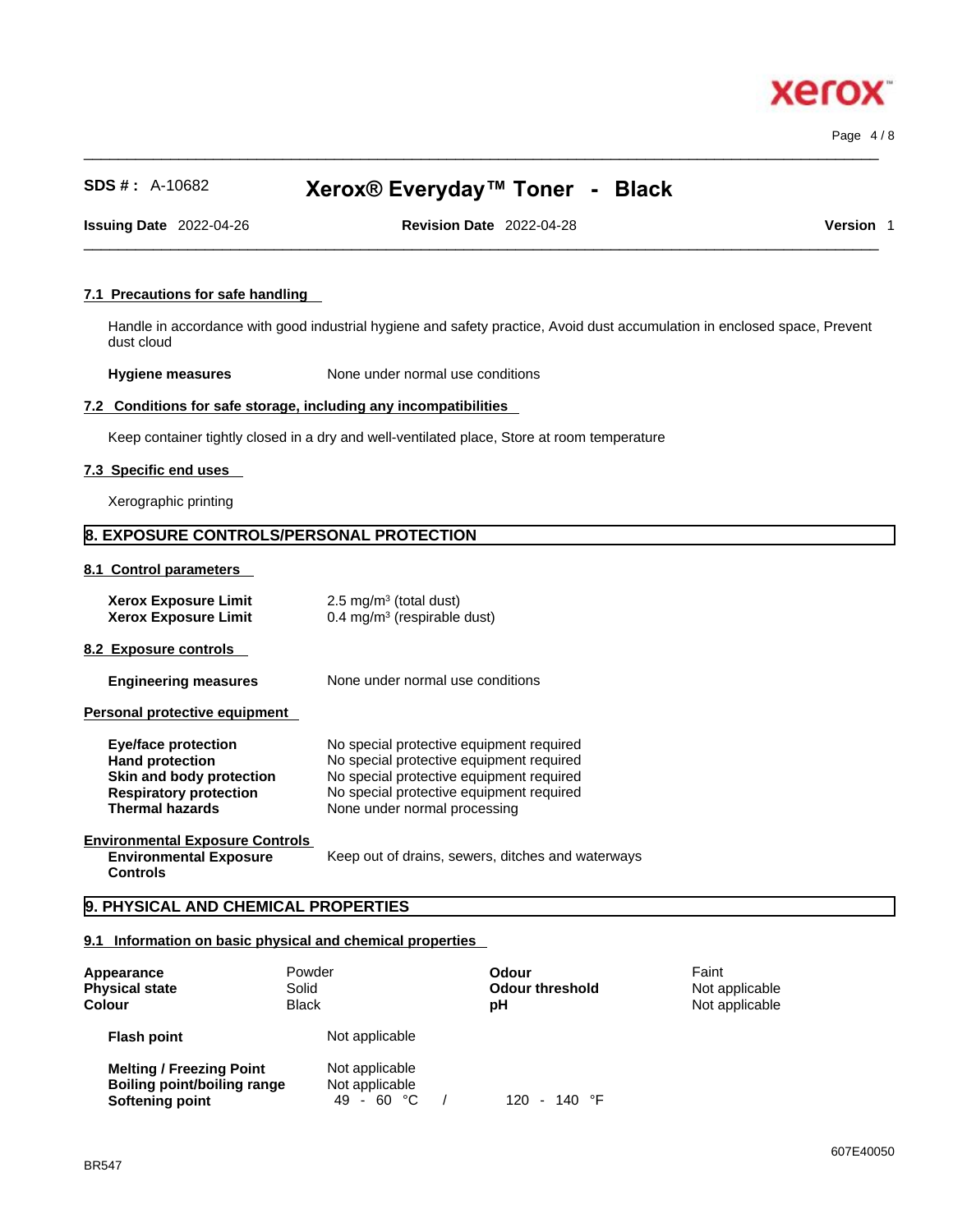### 7.1 Precautions for safe handling

Handle in accordance with good industrial hygiene and safety practice, Avoid dust accumulation in enclosed space, Prevent dust cloud

**Hygiene measures** None under normal use conditions

### 7.2 Conditions for safe storage, including any incompatibilities

Keep container tightly closed in a dry and well-ventilated place, Store at room temperature

### 7.3 Specific end uses

Xerographic printing

## 8. EXPOSURE CONTROLS/PERSONAL PROTECTION

### 8.1 Control parameters

| | |
|---|---|
| **Xerox Exposure Limit** | 2.5 mg/m³ (total dust) |
| **Xerox Exposure Limit** | 0.4 mg/m³ (respirable dust) |

### 8.2 Exposure controls

**Engineering measures** None under normal use conditions

**Personal protective equipment**

| | |
|---|---|
| **Eye/face protection** | No special protective equipment required |
| **Hand protection** | No special protective equipment required |
| **Skin and body protection** | No special protective equipment required |
| **Respiratory protection** | No special protective equipment required |
| **Thermal hazards** | None under normal processing |

**Environmental Exposure Controls**

**Environmental Exposure Controls** Keep out of drains, sewers, ditches and waterways

## 9. PHYSICAL AND CHEMICAL PROPERTIES

### 9.1 Information on basic physical and chemical properties

| | | | |
|---|---|---|---|
| **Appearance** | Powder | **Odour** | Faint |
| **Physical state** | Solid | **Odour threshold** | Not applicable |
| **Colour** | Black | **pH** | Not applicable |

| | |
|---|---|
| **Flash point** | Not applicable |
| **Melting / Freezing Point** | Not applicable |
| **Boiling point/boiling range** | Not applicable |
| **Softening point** | 49 - 60 °C / 120 - 140 °F |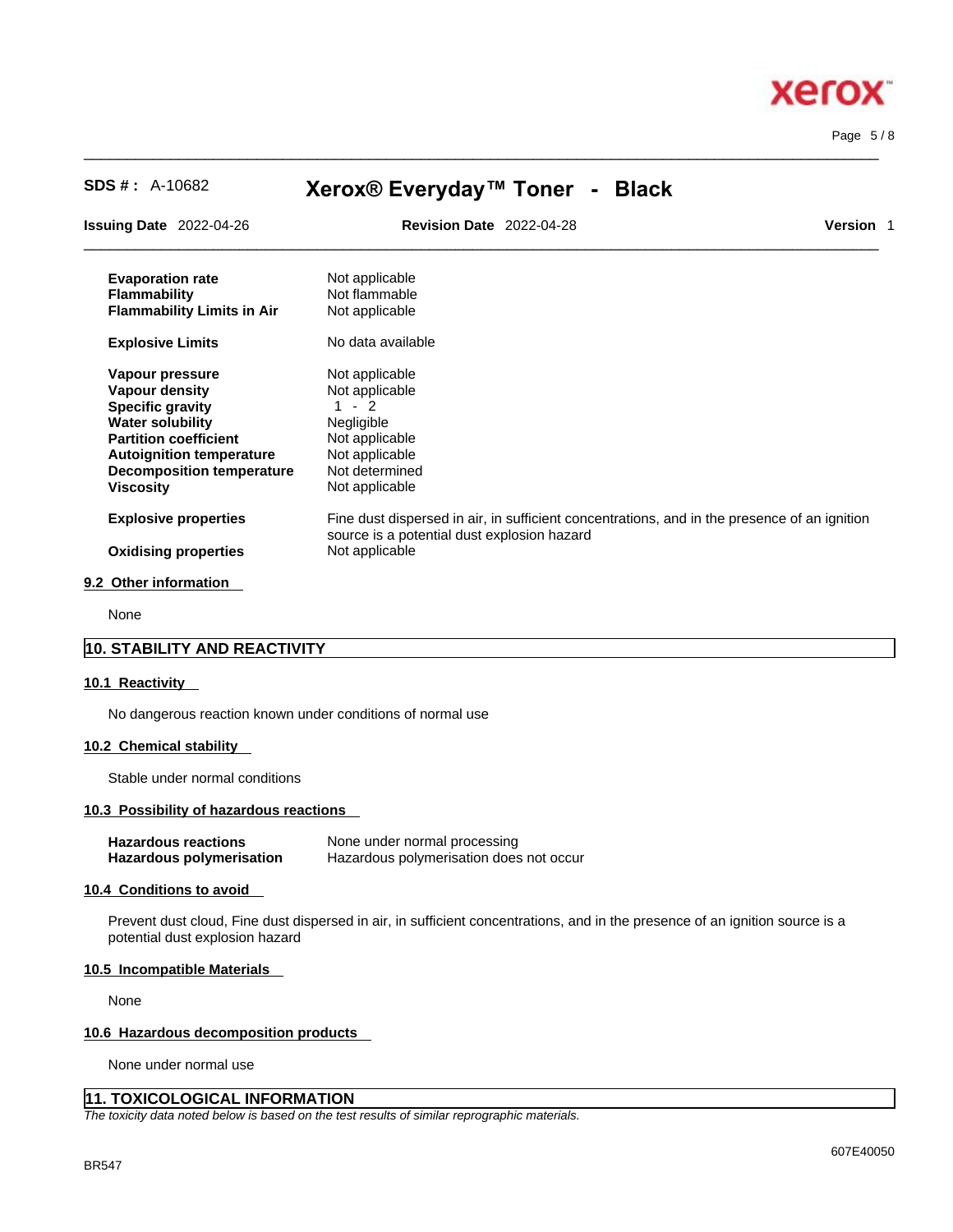| | |
|---|---|
| **Evaporation rate** | Not applicable |
| **Flammability** | Not flammable |
| **Flammability Limits in Air** | Not applicable |
| **Explosive Limits** | No data available |
| **Vapour pressure** | Not applicable |
| **Vapour density** | Not applicable |
| **Specific gravity** | 1 - 2 |
| **Water solubility** | Negligible |
| **Partition coefficient** | Not applicable |
| **Autoignition temperature** | Not applicable |
| **Decomposition temperature** | Not determined |
| **Viscosity** | Not applicable |
| **Explosive properties** | Fine dust dispersed in air, in sufficient concentrations, and in the presence of an ignition source is a potential dust explosion hazard |
| **Oxidising properties** | Not applicable |

### 9.2 Other information

None

## 10. STABILITY AND REACTIVITY

### 10.1 Reactivity

No dangerous reaction known under conditions of normal use

### 10.2 Chemical stability

Stable under normal conditions

### 10.3 Possibility of hazardous reactions

| | |
|---|---|
| **Hazardous reactions** | None under normal processing |
| **Hazardous polymerisation** | Hazardous polymerisation does not occur |

### 10.4 Conditions to avoid

Prevent dust cloud, Fine dust dispersed in air, in sufficient concentrations, and in the presence of an ignition source is a potential dust explosion hazard

### 10.5 Incompatible Materials

None

### 10.6 Hazardous decomposition products

None under normal use

## 11. TOXICOLOGICAL INFORMATION

*The toxicity data noted below is based on the test results of similar reprographic materials.*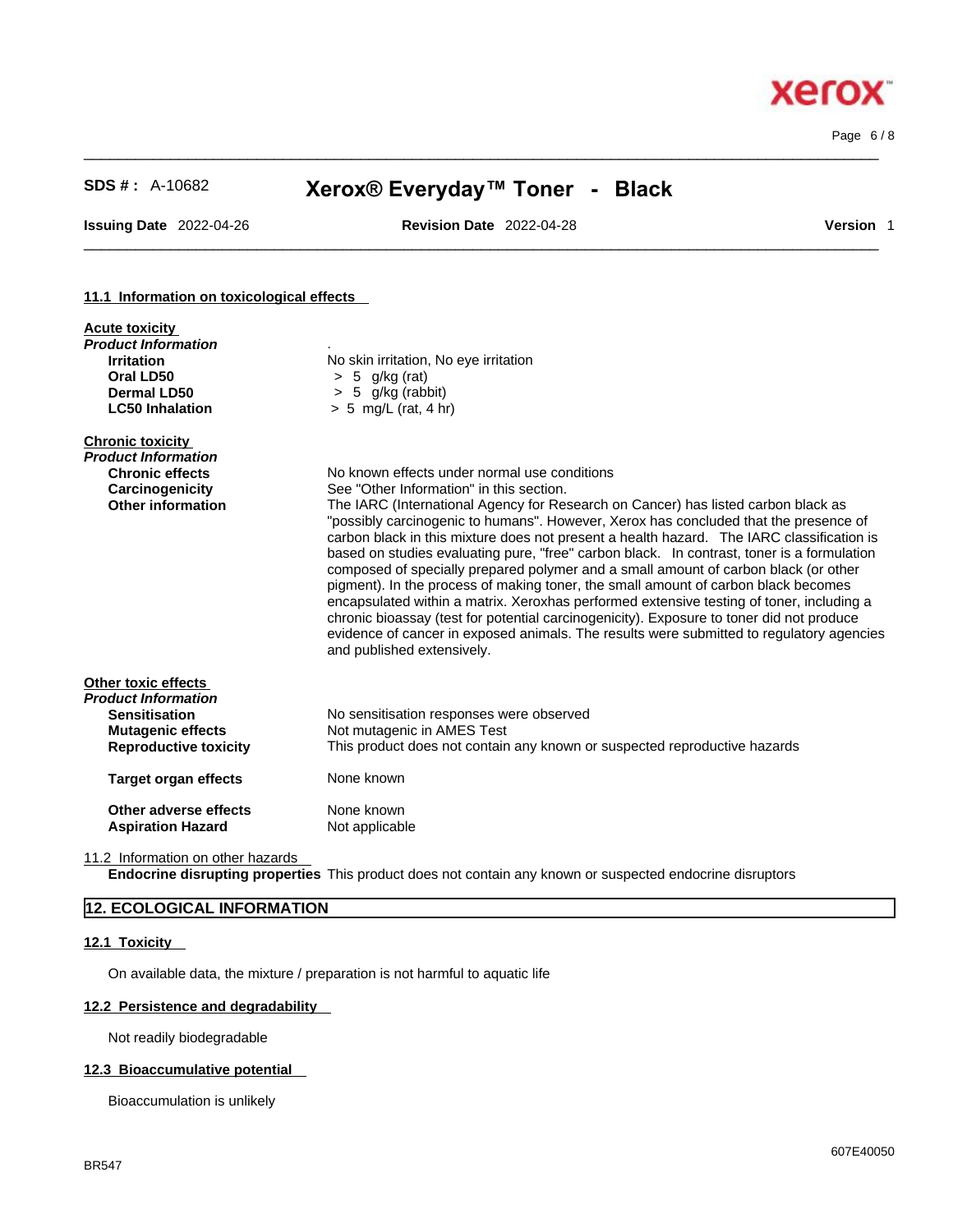### 11.1 Information on toxicological effects

**Acute toxicity**

***Product Information***

| | |
|---|---|
| **Irritation** | No skin irritation, No eye irritation |
| **Oral LD50** | > 5 g/kg (rat) |
| **Dermal LD50** | > 5 g/kg (rabbit) |
| **LC50 Inhalation** | > 5 mg/L (rat, 4 hr) |

**Chronic toxicity**

***Product Information***

| | |
|---|---|
| **Chronic effects** | No known effects under normal use conditions |
| **Carcinogenicity** | See "Other Information" in this section. |
| **Other information** | The IARC (International Agency for Research on Cancer) has listed carbon black as "possibly carcinogenic to humans". However, Xerox has concluded that the presence of carbon black in this mixture does not present a health hazard. The IARC classification is based on studies evaluating pure, "free" carbon black. In contrast, toner is a formulation composed of specially prepared polymer and a small amount of carbon black (or other pigment). In the process of making toner, the small amount of carbon black becomes encapsulated within a matrix. Xeroxhas performed extensive testing of toner, including a chronic bioassay (test for potential carcinogenicity). Exposure to toner did not produce evidence of cancer in exposed animals. The results were submitted to regulatory agencies and published extensively. |

**Other toxic effects**

***Product Information***

| | |
|---|---|
| **Sensitisation** | No sensitisation responses were observed |
| **Mutagenic effects** | Not mutagenic in AMES Test |
| **Reproductive toxicity** | This product does not contain any known or suspected reproductive hazards |
| **Target organ effects** | None known |
| **Other adverse effects** | None known |
| **Aspiration Hazard** | Not applicable |

11.2 Information on other hazards

**Endocrine disrupting properties** This product does not contain any known or suspected endocrine disruptors

## 12. ECOLOGICAL INFORMATION

### 12.1 Toxicity

On available data, the mixture / preparation is not harmful to aquatic life

### 12.2 Persistence and degradability

Not readily biodegradable

### 12.3 Bioaccumulative potential

Bioaccumulation is unlikely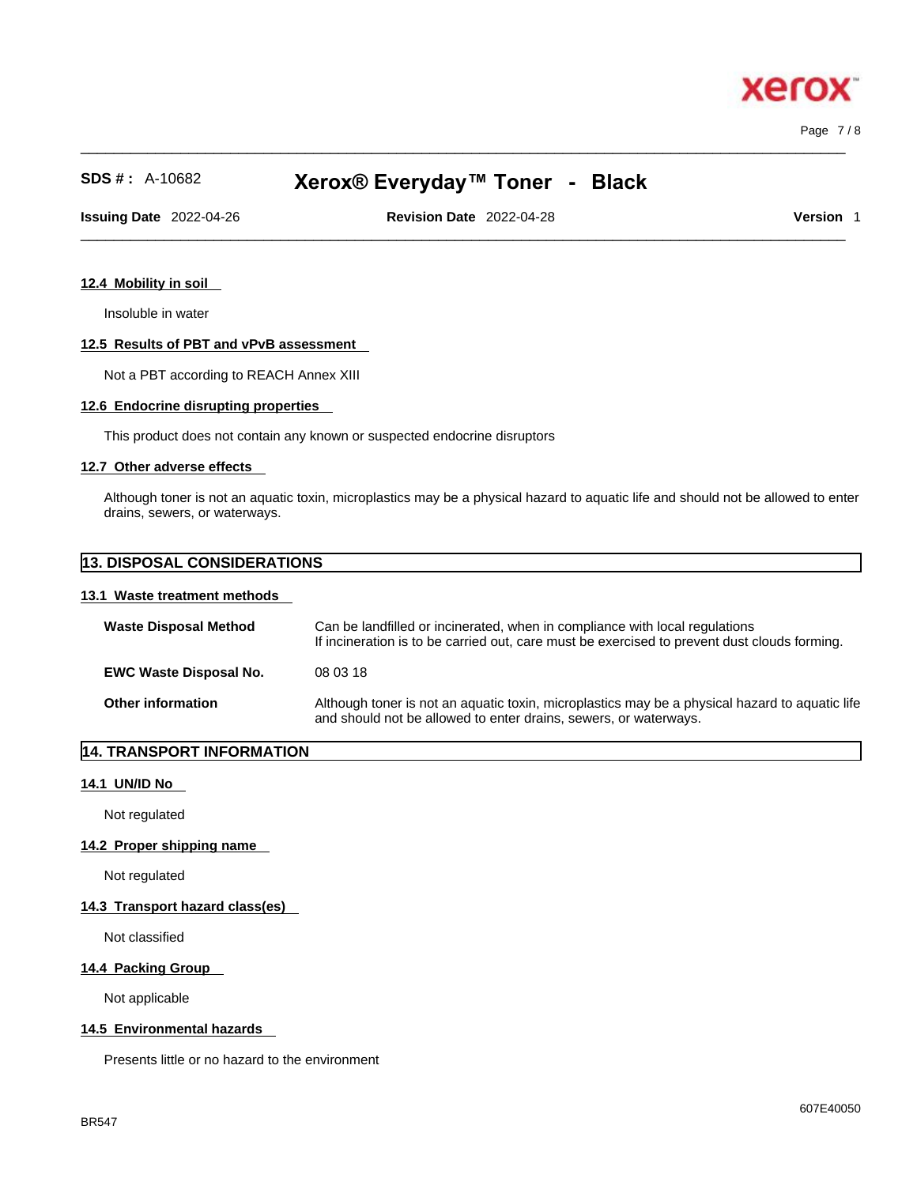#### 12.4 Mobility in soil

Insoluble in water

#### 12.5 Results of PBT and vPvB assessment

Not a PBT according to REACH Annex XIII

#### 12.6 Endocrine disrupting properties

This product does not contain any known or suspected endocrine disruptors

#### 12.7 Other adverse effects

Although toner is not an aquatic toxin, microplastics may be a physical hazard to aquatic life and should not be allowed to enter drains, sewers, or waterways.

## 13. DISPOSAL CONSIDERATIONS

#### 13.1 Waste treatment methods

| | |
|---|---|
| **Waste Disposal Method** | Can be landfilled or incinerated, when in compliance with local regulations<br>If incineration is to be carried out, care must be exercised to prevent dust clouds forming. |
| **EWC Waste Disposal No.** | 08 03 18 |
| **Other information** | Although toner is not an aquatic toxin, microplastics may be a physical hazard to aquatic life and should not be allowed to enter drains, sewers, or waterways. |

## 14. TRANSPORT INFORMATION

#### 14.1 UN/ID No

Not regulated

#### 14.2 Proper shipping name

Not regulated

#### 14.3 Transport hazard class(es)

Not classified

#### 14.4 Packing Group

Not applicable

#### 14.5 Environmental hazards

Presents little or no hazard to the environment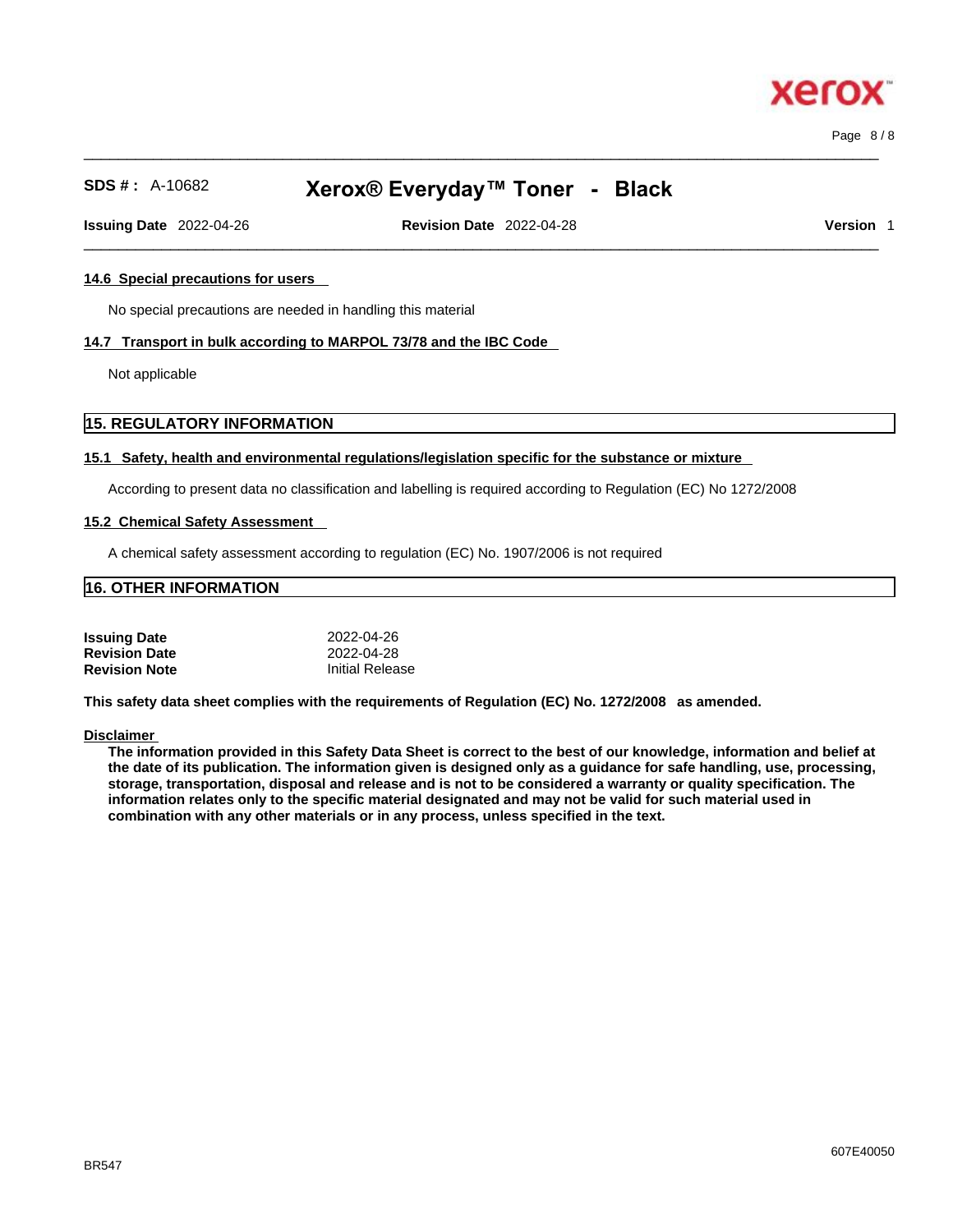### 14.6 Special precautions for users

No special precautions are needed in handling this material

### 14.7 Transport in bulk according to MARPOL 73/78 and the IBC Code

Not applicable

## 15. REGULATORY INFORMATION

### 15.1 Safety, health and environmental regulations/legislation specific for the substance or mixture

According to present data no classification and labelling is required according to Regulation (EC) No 1272/2008

### 15.2 Chemical Safety Assessment

A chemical safety assessment according to regulation (EC) No. 1907/2006 is not required

## 16. OTHER INFORMATION

| | |
|---|---|
| **Issuing Date** | 2022-04-26 |
| **Revision Date** | 2022-04-28 |
| **Revision Note** | Initial Release |

**This safety data sheet complies with the requirements of Regulation (EC) No. 1272/2008 as amended.**

**Disclaimer**

**The information provided in this Safety Data Sheet is correct to the best of our knowledge, information and belief at the date of its publication. The information given is designed only as a guidance for safe handling, use, processing, storage, transportation, disposal and release and is not to be considered a warranty or quality specification. The information relates only to the specific material designated and may not be valid for such material used in combination with any other materials or in any process, unless specified in the text.**